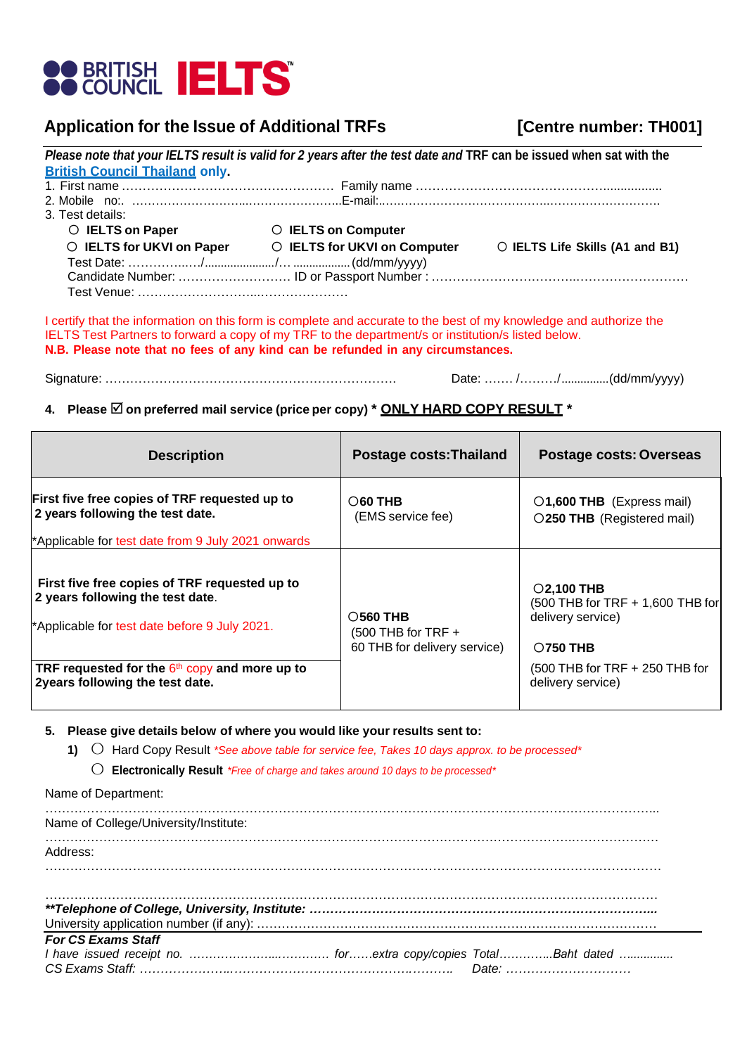BRITISH COUNCIL IELTS™

## Application for the Issue of Additional TRFs [Centre number: TH001]

*Please note that your IELTS result is valid for 2 years after the test date and* **TRF can be issued when sat with the British Council Thailand only.**

1. First name …………………………………………… Family name ………………………………………..................
2. Mobile no:. ……………………………..…………………..E-mail:..…………………………………..………………………….
3. Test details:
   - ○ **IELTS on Paper**
   - ○ **IELTS on Computer**
   - ○ **IELTS for UKVI on Paper**
   - ○ **IELTS for UKVI on Computer**
   - ○ **IELTS Life Skills (A1 and B1)**

   Test Date: ………..…/....................../… ................. (dd/mm/yyyy)
   Candidate Number: ……………………… ID or Passport Number : ……………………………..………………………
   Test Venue: ……………………...……………….

I certify that the information on this form is complete and accurate to the best of my knowledge and authorize the IELTS Test Partners to forward a copy of my TRF to the department/s or institution/s listed below.
**N.B. Please note that no fees of any kind can be refunded in any circumstances.**

Signature: …………………………………………………………… Date: ……. /………/...............(dd/mm/yyyy)

4. **Please ☑ on preferred mail service (price per copy) * ONLY HARD COPY RESULT ***

| Description | Postage costs: Thailand | Postage costs: Overseas |
|---|---|---|
| **First five free copies of TRF requested up to 2 years following the test date.** *Applicable for test date from 9 July 2021 onwards | ○**60 THB** (EMS service fee) | ○**1,600 THB** (Express mail) ○**250 THB** (Registered mail) |
| **First five free copies of TRF requested up to 2 years following the test date.** *Applicable for test date before 9 July 2021. **TRF requested for the 6th copy and more up to 2years following the test date.** | ○**560 THB** (500 THB for TRF + 60 THB for delivery service) | ○**2,100 THB** (500 THB for TRF + 1,600 THB for delivery service) ○**750 THB** (500 THB for TRF + 250 THB for delivery service) |

5. **Please give details below of where you would like your results sent to:**
   1) ○ Hard Copy Result *\*See above table for service fee, Takes 10 days approx. to be processed\**
      ○ **Electronically Result** *\*Free of charge and takes around 10 days to be processed\**

Name of Department:
……………………………………………………………………………………………………………………………...
Name of College/University/Institute:
……………………………………………………………………………………………………………………………
Address:
……………………………………………………………………………………………………………………………

……………………………………………………………………………………………………………………………
***\*\*Telephone of College, University, Institute: ……………………………………………………………………..***
University application number (if any): ……………………………………………………………………………

***For CS Exams Staff***
*I have issued receipt no. …………………..………. for……extra copy/copies Total…………..Baht dated ................*
*CS Exams Staff: …………………..……………………………………….……….. Date: …………………………*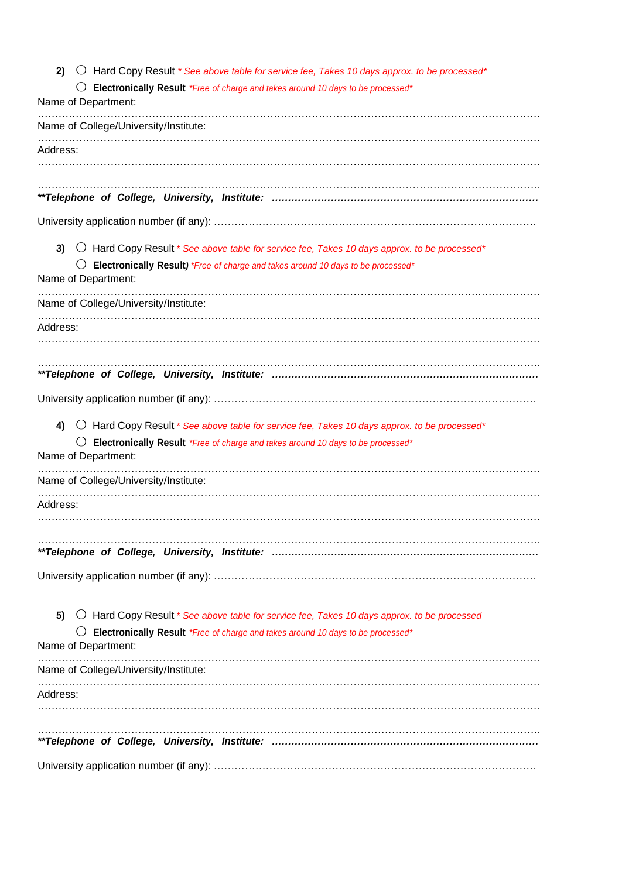2) ○ Hard Copy Result *\* See above table for service fee, Takes 10 days approx. to be processed\**

○ **Electronically Result** *\*Free of charge and takes around 10 days to be processed\**

Name of Department:

……………………………………………………………………………………………………………………………

Name of College/University/Institute:

……………………………………………………………………………………………………………………………

Address:

……………………………………………………………………………………………………………………………

……………………………………………………………………………………………………………………………

***\*\*Telephone of College, University, Institute: ……………………………………………………………………***

University application number (if any): ………………………………………………………………………………

3) ○ Hard Copy Result *\* See above table for service fee, Takes 10 days approx. to be processed\**

○ **Electronically Result)** *\*Free of charge and takes around 10 days to be processed\**

Name of Department:

……………………………………………………………………………………………………………………………

Name of College/University/Institute:

……………………………………………………………………………………………………………………………

Address:

……………………………………………………………………………………………………………………………

……………………………………………………………………………………………………………………………

***\*\*Telephone of College, University, Institute: ……………………………………………………………………***

University application number (if any): ………………………………………………………………………………

4) ○ Hard Copy Result *\* See above table for service fee, Takes 10 days approx. to be processed\**

○ **Electronically Result** *\*Free of charge and takes around 10 days to be processed\**

Name of Department:

……………………………………………………………………………………………………………………………

Name of College/University/Institute:

……………………………………………………………………………………………………………………………

Address:

……………………………………………………………………………………………………………………………

……………………………………………………………………………………………………………………………

***\*\*Telephone of College, University, Institute: ……………………………………………………………………***

University application number (if any): ………………………………………………………………………………

5) ○ Hard Copy Result *\* See above table for service fee, Takes 10 days approx. to be processed*

○ **Electronically Result** *\*Free of charge and takes around 10 days to be processed\**

Name of Department:

……………………………………………………………………………………………………………………………

Name of College/University/Institute:

……………………………………………………………………………………………………………………………

Address:

……………………………………………………………………………………………………………………………

……………………………………………………………………………………………………………………………

***\*\*Telephone of College, University, Institute: ……………………………………………………………………***

University application number (if any): ………………………………………………………………………………